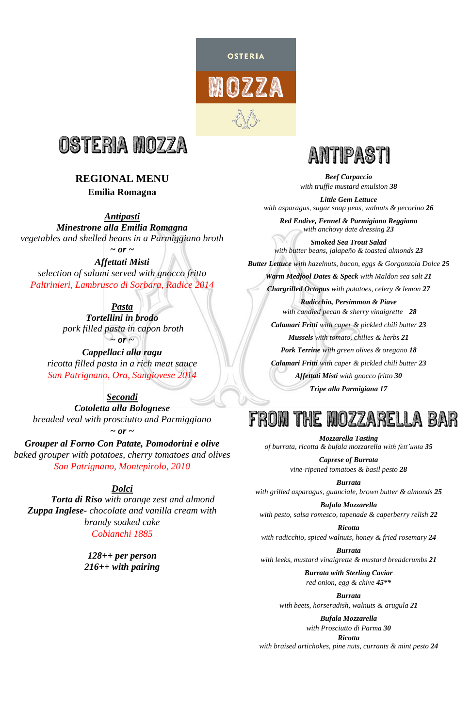OSTERIA

MOZZA

# OSTERIA MOZZA

## REGIONAL MENU

**Emilia Romagna**

***Antipasti***

***Minestrone alla Emilia Romagna***

*vegetables and shelled beans in a Parmiggiano broth*

***~ or ~***

***Affettati Misti***

*selection of salumi served with gnocco fritto*

*Paltrinieri, Lambrusco di Sorbara, Radice 2014*

***Pasta***

***Tortellini in brodo***

*pork filled pasta in capon broth*

***~ or ~***

***Cappellaci alla ragu***

*ricotta filled pasta in a rich meat sauce*

*San Patrignano, Ora, Sangiovese 2014*

***Secondi***

***Cotoletta alla Bolognese***

*breaded veal with prosciutto and Parmiggiano*

***~ or ~***

***Grouper al Forno Con Patate, Pomodorini e olive***

*baked grouper with potatoes, cherry tomatoes and olives*

*San Patrignano, Montepirolo, 2010*

***Dolci***

***Torta di Riso*** *with orange zest and almond*

***Zuppa Inglese****- chocolate and vanilla cream with brandy soaked cake*

*Cobianchi 1885*

***128++ per person***

***216++ with pairing***

# ANTIPASTI

***Beef Carpaccio***
*with truffle mustard emulsion* ***38***

***Little Gem Lettuce***
*with asparagus, sugar snap peas, walnuts & pecorino* ***26***

***Red Endive, Fennel & Parmigiano Reggiano***
*with anchovy date dressing* ***23***

***Smoked Sea Trout Salad***
*with butter beans, jalapeño & toasted almonds* ***23***

***Butter Lettuce*** *with hazelnuts, bacon, eggs & Gorgonzola Dolce* ***25***

***Warm Medjool Dates & Speck*** *with Maldon sea salt* ***21***

***Chargrilled Octopus*** *with potatoes, celery & lemon* ***27***

***Radicchio, Persimmon & Piave***
*with candied pecan & sherry vinaigrette* ***28***

***Calamari Fritti*** *with caper & pickled chili butter* ***23***

***Mussels*** *with tomato, chilies & herbs* ***21***

***Pork Terrine*** *with green olives & oregano* ***18***

***Calamari Fritti*** *with caper & pickled chili butter* ***23***

***Affettati Misti*** *with gnocco fritto* ***30***

***Tripe alla Parmigiana*** ***17***

# FROM THE MOZZARELLA BAR

***Mozzarella Tasting***
*of burrata, ricotta & bufala mozzarella with fett'unta* ***35***

***Caprese of Burrata***
*vine-ripened tomatoes & basil pesto* ***28***

***Burrata***
*with grilled asparagus, guanciale, brown butter & almonds* ***25***

***Bufala Mozzarella***
*with pesto, salsa romesco, tapenade & caperberry relish* ***22***

***Ricotta***
*with radicchio, spiced walnuts, honey & fried rosemary* ***24***

***Burrata***
*with leeks, mustard vinaigrette & mustard breadcrumbs* ***21***

***Burrata with Sterling Caviar***
*red onion, egg & chive* ***45****

***Burrata***
*with beets, horseradish, walnuts & arugula* ***21***

***Bufala Mozzarella***
*with Prosciutto di Parma* ***30***

***Ricotta***
*with braised artichokes, pine nuts, currants & mint pesto* ***24***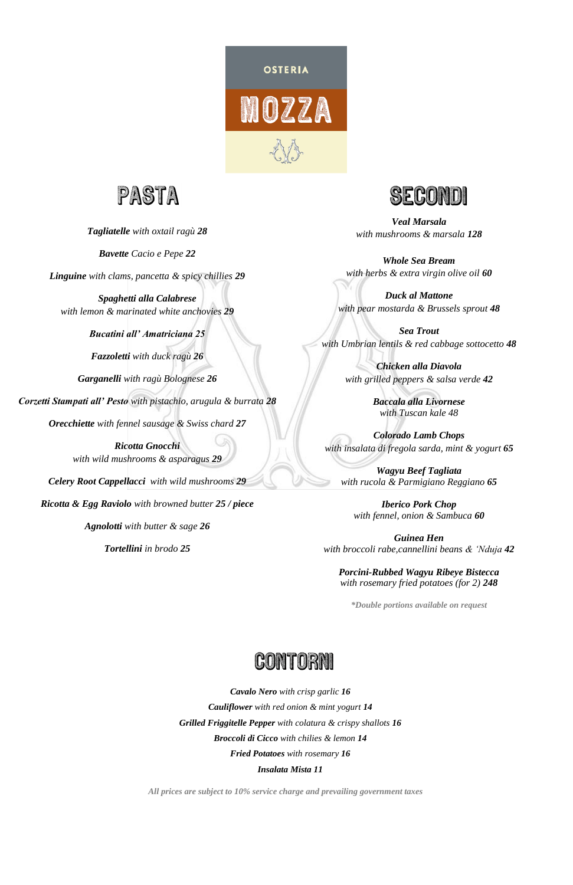OSTERIA

# MOZZA

## PASTA

***Tagliatelle*** *with oxtail ragù* ***28***

***Bavette*** *Cacio e Pepe* ***22***

***Linguine*** *with clams, pancetta & spicy chillies* ***29***

***Spaghetti alla Calabrese***
*with lemon & marinated white anchovies* ***29***

***Bucatini all' Amatriciana 25***

***Fazzoletti*** *with duck ragù* ***26***

***Garganelli*** *with ragù Bolognese* ***26***

***Corzetti Stampati all' Pesto*** *with pistachio, arugula & burrata* ***28***

***Orecchiette*** *with fennel sausage & Swiss chard* ***27***

***Ricotta Gnocchi***
*with wild mushrooms & asparagus* ***29***

***Celery Root Cappellacci*** *with wild mushrooms* ***29***

***Ricotta & Egg Raviolo*** *with browned butter* ***25 / piece***

***Agnolotti*** *with butter & sage* ***26***

***Tortellini*** *in brodo* ***25***

## SECONDI

***Veal Marsala***
*with mushrooms & marsala* ***128***

***Whole Sea Bream***
*with herbs & extra virgin olive oil* ***60***

***Duck al Mattone***
*with pear mostarda & Brussels sprout* ***48***

***Sea Trout***
*with Umbrian lentils & red cabbage sottocetto* ***48***

***Chicken alla Diavola***
*with grilled peppers & salsa verde* ***42***

***Baccala alla Livornese***
*with Tuscan kale 48*

***Colorado Lamb Chops***
*with insalata di fregola sarda, mint & yogurt* ***65***

***Wagyu Beef Tagliata***
*with rucola & Parmigiano Reggiano* ***65***

***Iberico Pork Chop***
*with fennel, onion & Sambuca* ***60***

***Guinea Hen***
*with broccoli rabe,cannellini beans & 'Nduja* ***42***

***Porcini-Rubbed Wagyu Ribeye Bistecca***
*with rosemary fried potatoes (for 2)* ***248***

***\*Double portions available on request***

## CONTORNI

***Cavalo Nero*** *with crisp garlic* ***16***

***Cauliflower*** *with red onion & mint yogurt* ***14***

***Grilled Friggitelle Pepper*** *with colatura & crispy shallots* ***16***

***Broccoli di Cicco*** *with chilies & lemon* ***14***

***Fried Potatoes*** *with rosemary* ***16***

***Insalata Mista 11***

***All prices are subject to 10% service charge and prevailing government taxes***